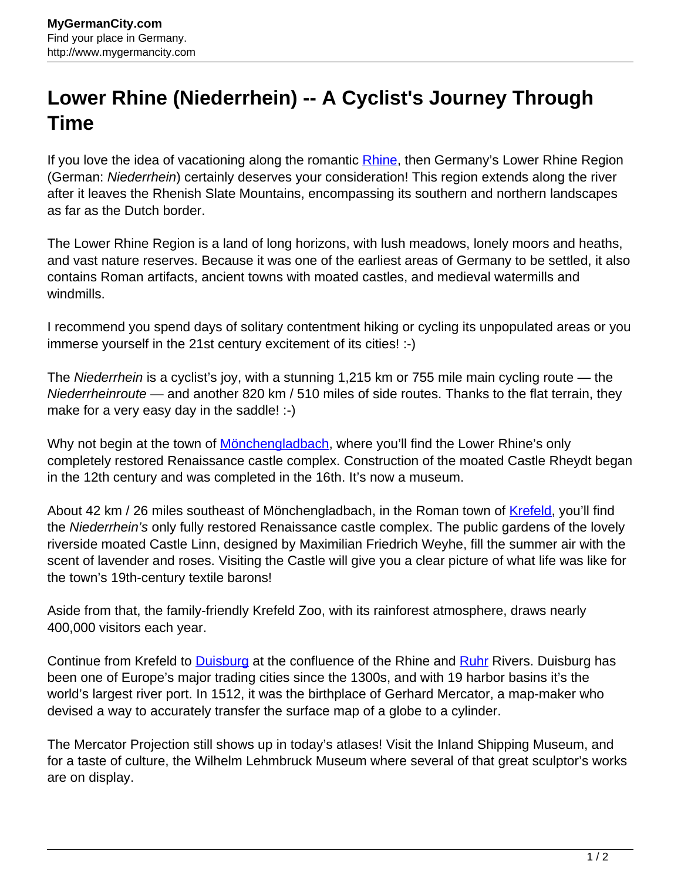# Lower Rhine (Niederrhein) -- A Cyclist's Journey Through Time

If you love the idea of vacationing along the romantic Rhine, then Germany's Lower Rhine Region (German: *Niederrhein*) certainly deserves your consideration! This region extends along the river after it leaves the Rhenish Slate Mountains, encompassing its southern and northern landscapes as far as the Dutch border.

The Lower Rhine Region is a land of long horizons, with lush meadows, lonely moors and heaths, and vast nature reserves. Because it was one of the earliest areas of Germany to be settled, it also contains Roman artifacts, ancient towns with moated castles, and medieval watermills and windmills.

I recommend you spend days of solitary contentment hiking or cycling its unpopulated areas or you immerse yourself in the 21st century excitement of its cities! :-)

The *Niederrhein* is a cyclist's joy, with a stunning 1,215 km or 755 mile main cycling route — the *Niederrheinroute* — and another 820 km / 510 miles of side routes. Thanks to the flat terrain, they make for a very easy day in the saddle! :-)

Why not begin at the town of Mönchengladbach, where you'll find the Lower Rhine's only completely restored Renaissance castle complex. Construction of the moated Castle Rheydt began in the 12th century and was completed in the 16th. It's now a museum.

About 42 km / 26 miles southeast of Mönchengladbach, in the Roman town of Krefeld, you'll find the *Niederrhein's* only fully restored Renaissance castle complex. The public gardens of the lovely riverside moated Castle Linn, designed by Maximilian Friedrich Weyhe, fill the summer air with the scent of lavender and roses. Visiting the Castle will give you a clear picture of what life was like for the town's 19th-century textile barons!

Aside from that, the family-friendly Krefeld Zoo, with its rainforest atmosphere, draws nearly 400,000 visitors each year.

Continue from Krefeld to Duisburg at the confluence of the Rhine and Ruhr Rivers. Duisburg has been one of Europe's major trading cities since the 1300s, and with 19 harbor basins it's the world's largest river port. In 1512, it was the birthplace of Gerhard Mercator, a map-maker who devised a way to accurately transfer the surface map of a globe to a cylinder.

The Mercator Projection still shows up in today's atlases! Visit the Inland Shipping Museum, and for a taste of culture, the Wilhelm Lehmbruck Museum where several of that great sculptor's works are on display.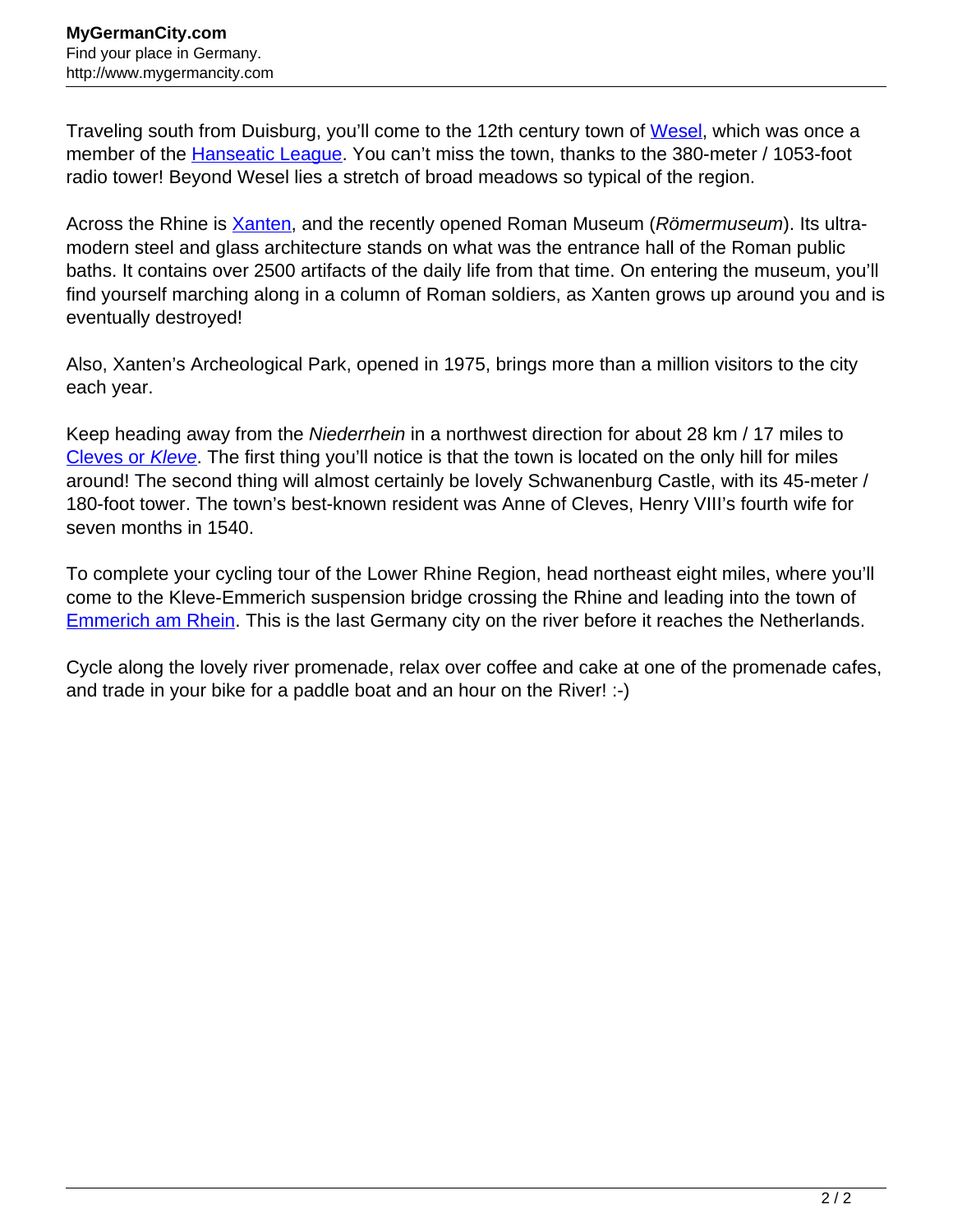Traveling south from Duisburg, you'll come to the 12th century town of Wesel, which was once a member of the Hanseatic League. You can't miss the town, thanks to the 380-meter / 1053-foot radio tower! Beyond Wesel lies a stretch of broad meadows so typical of the region.

Across the Rhine is Xanten, and the recently opened Roman Museum (*Römermuseum*). Its ultra-modern steel and glass architecture stands on what was the entrance hall of the Roman public baths. It contains over 2500 artifacts of the daily life from that time. On entering the museum, you'll find yourself marching along in a column of Roman soldiers, as Xanten grows up around you and is eventually destroyed!

Also, Xanten's Archeological Park, opened in 1975, brings more than a million visitors to the city each year.

Keep heading away from the *Niederrhein* in a northwest direction for about 28 km / 17 miles to Cleves or *Kleve*. The first thing you'll notice is that the town is located on the only hill for miles around! The second thing will almost certainly be lovely Schwanenburg Castle, with its 45-meter / 180-foot tower. The town's best-known resident was Anne of Cleves, Henry VIII's fourth wife for seven months in 1540.

To complete your cycling tour of the Lower Rhine Region, head northeast eight miles, where you'll come to the Kleve-Emmerich suspension bridge crossing the Rhine and leading into the town of Emmerich am Rhein. This is the last Germany city on the river before it reaches the Netherlands.

Cycle along the lovely river promenade, relax over coffee and cake at one of the promenade cafes, and trade in your bike for a paddle boat and an hour on the River! :-)